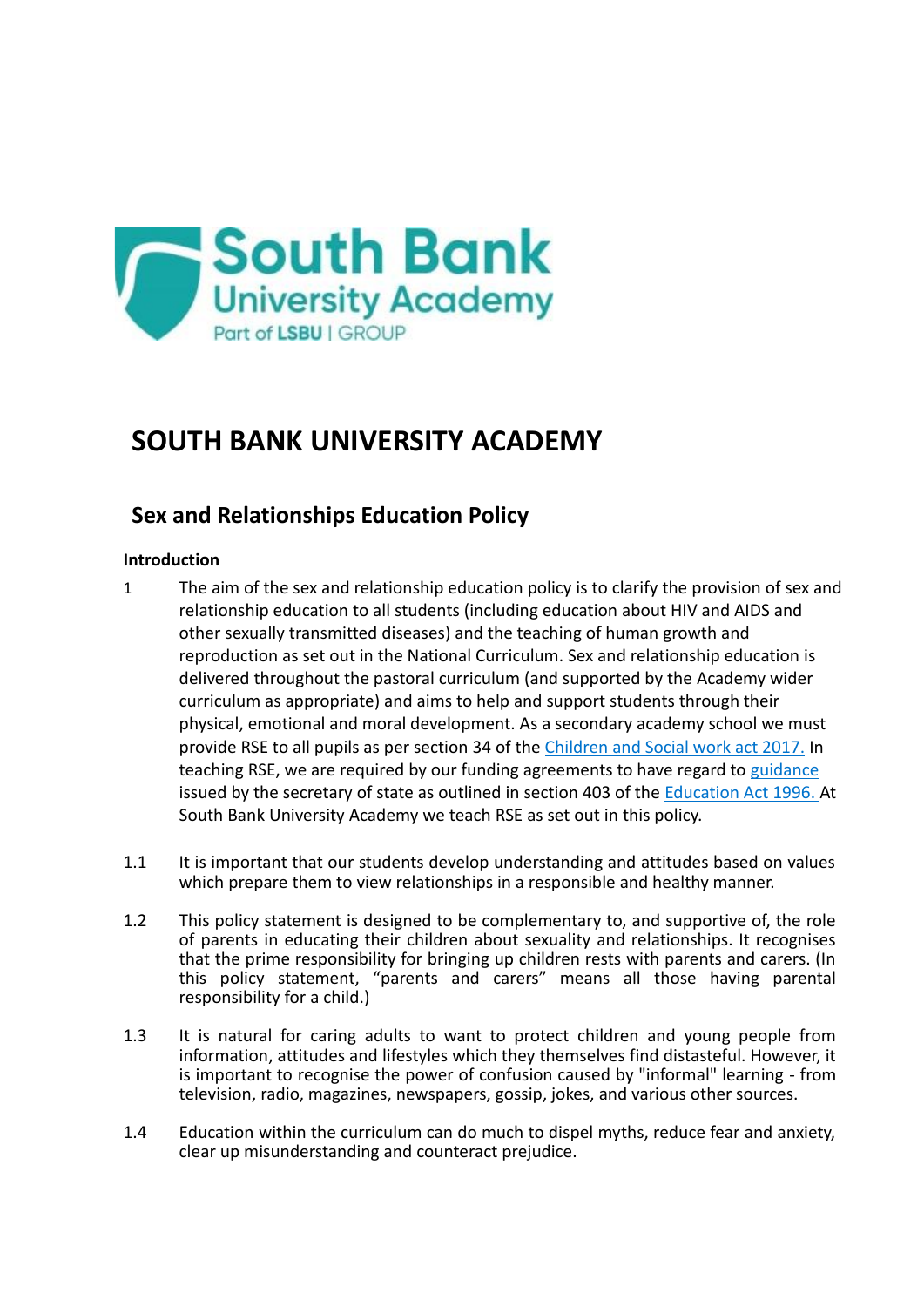# SOUTH BANK UNIVERSITY ACADEMY

## Sex and Relationships Education Policy

**Introduction**

1 The aim of the sex and relationship education policy is to clarify the provision of sex and relationship education to all students (including education about HIV and AIDS and other sexually transmitted diseases) and the teaching of human growth and reproduction as set out in the National Curriculum. Sex and relationship education is delivered throughout the pastoral curriculum (and supported by the Academy wider curriculum as appropriate) and aims to help and support students through their physical, emotional and moral development. As a secondary academy school we must provide RSE to all pupils as per section 34 of the Children and Social work act 2017. In teaching RSE, we are required by our funding agreements to have regard to guidance issued by the secretary of state as outlined in section 403 of the Education Act 1996. At South Bank University Academy we teach RSE as set out in this policy.

1.1 It is important that our students develop understanding and attitudes based on values which prepare them to view relationships in a responsible and healthy manner.

1.2 This policy statement is designed to be complementary to, and supportive of, the role of parents in educating their children about sexuality and relationships. It recognises that the prime responsibility for bringing up children rests with parents and carers. (In this policy statement, “parents and carers” means all those having parental responsibility for a child.)

1.3 It is natural for caring adults to want to protect children and young people from information, attitudes and lifestyles which they themselves find distasteful. However, it is important to recognise the power of confusion caused by "informal" learning - from television, radio, magazines, newspapers, gossip, jokes, and various other sources.

1.4 Education within the curriculum can do much to dispel myths, reduce fear and anxiety, clear up misunderstanding and counteract prejudice.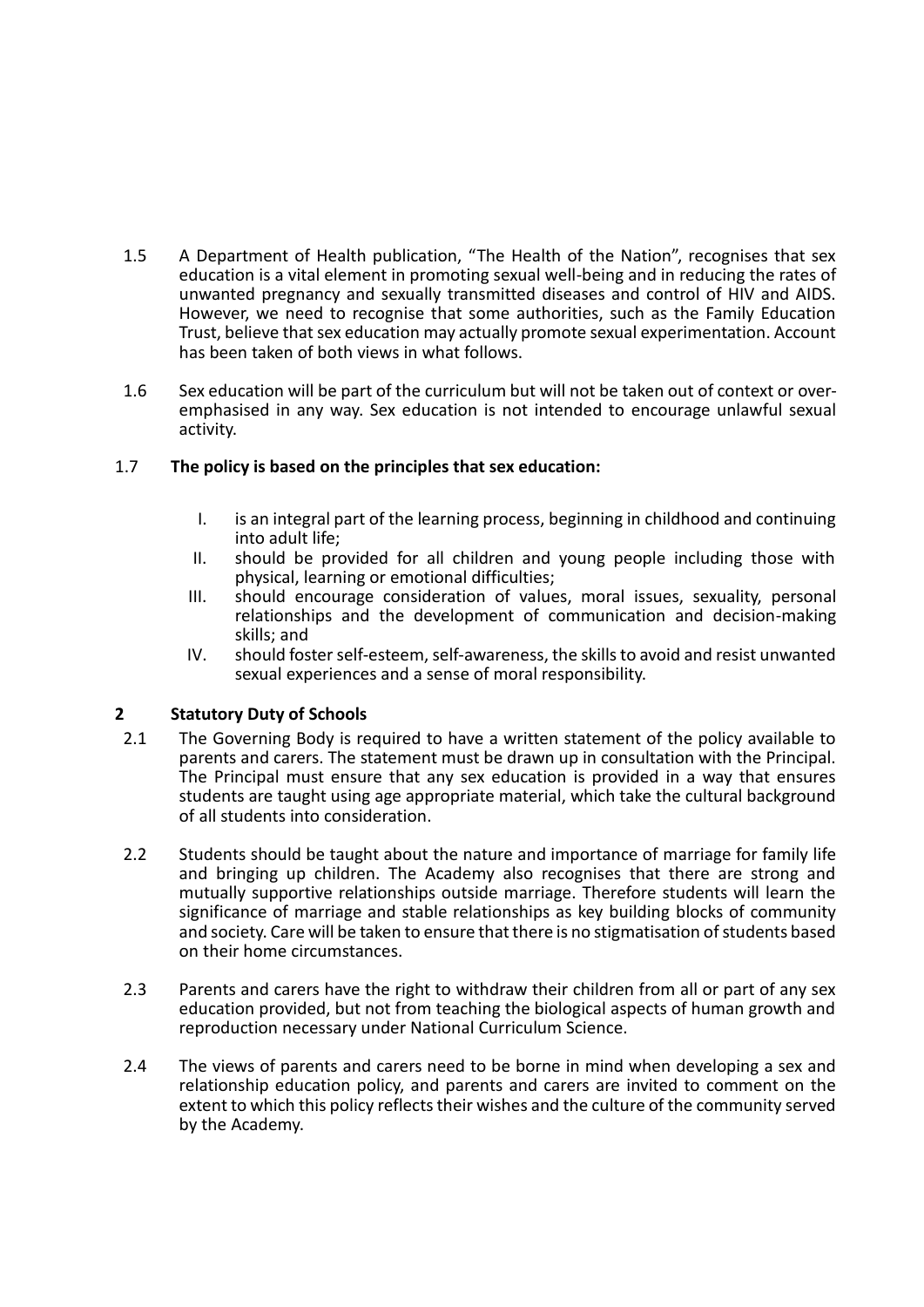1.5 A Department of Health publication, "The Health of the Nation", recognises that sex education is a vital element in promoting sexual well-being and in reducing the rates of unwanted pregnancy and sexually transmitted diseases and control of HIV and AIDS. However, we need to recognise that some authorities, such as the Family Education Trust, believe that sex education may actually promote sexual experimentation. Account has been taken of both views in what follows.

1.6 Sex education will be part of the curriculum but will not be taken out of context or over-emphasised in any way. Sex education is not intended to encourage unlawful sexual activity.

1.7 **The policy is based on the principles that sex education:**

I. is an integral part of the learning process, beginning in childhood and continuing into adult life;

II. should be provided for all children and young people including those with physical, learning or emotional difficulties;

III. should encourage consideration of values, moral issues, sexuality, personal relationships and the development of communication and decision-making skills; and

IV. should foster self-esteem, self-awareness, the skills to avoid and resist unwanted sexual experiences and a sense of moral responsibility.

## 2 Statutory Duty of Schools

2.1 The Governing Body is required to have a written statement of the policy available to parents and carers. The statement must be drawn up in consultation with the Principal. The Principal must ensure that any sex education is provided in a way that ensures students are taught using age appropriate material, which take the cultural background of all students into consideration.

2.2 Students should be taught about the nature and importance of marriage for family life and bringing up children. The Academy also recognises that there are strong and mutually supportive relationships outside marriage. Therefore students will learn the significance of marriage and stable relationships as key building blocks of community and society. Care will be taken to ensure that there is no stigmatisation of students based on their home circumstances.

2.3 Parents and carers have the right to withdraw their children from all or part of any sex education provided, but not from teaching the biological aspects of human growth and reproduction necessary under National Curriculum Science.

2.4 The views of parents and carers need to be borne in mind when developing a sex and relationship education policy, and parents and carers are invited to comment on the extent to which this policy reflects their wishes and the culture of the community served by the Academy.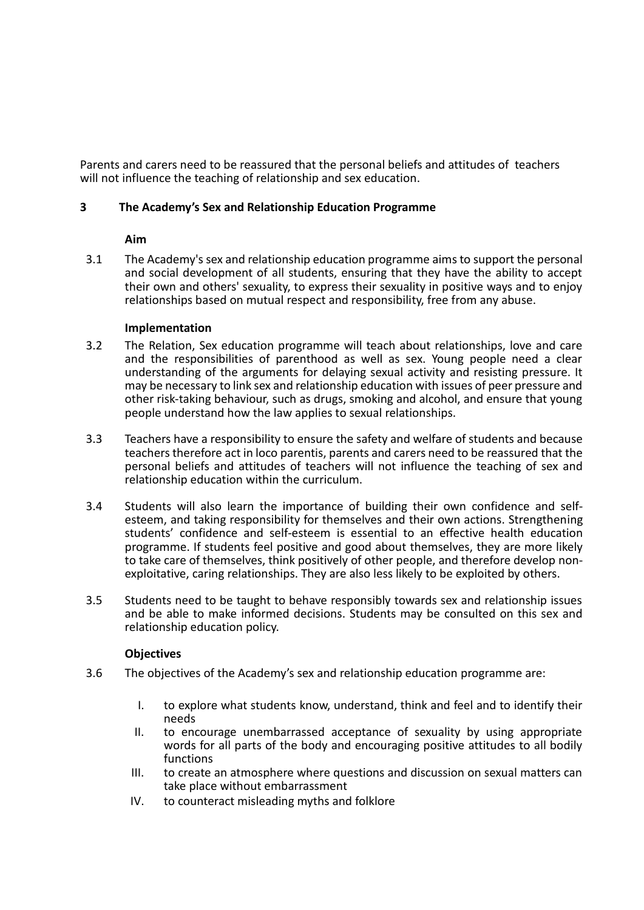Parents and carers need to be reassured that the personal beliefs and attitudes of teachers will not influence the teaching of relationship and sex education.

## 3 The Academy's Sex and Relationship Education Programme

### Aim

3.1 The Academy's sex and relationship education programme aims to support the personal and social development of all students, ensuring that they have the ability to accept their own and others' sexuality, to express their sexuality in positive ways and to enjoy relationships based on mutual respect and responsibility, free from any abuse.

### Implementation

3.2 The Relation, Sex education programme will teach about relationships, love and care and the responsibilities of parenthood as well as sex. Young people need a clear understanding of the arguments for delaying sexual activity and resisting pressure. It may be necessary to link sex and relationship education with issues of peer pressure and other risk-taking behaviour, such as drugs, smoking and alcohol, and ensure that young people understand how the law applies to sexual relationships.

3.3 Teachers have a responsibility to ensure the safety and welfare of students and because teachers therefore act in loco parentis, parents and carers need to be reassured that the personal beliefs and attitudes of teachers will not influence the teaching of sex and relationship education within the curriculum.

3.4 Students will also learn the importance of building their own confidence and self-esteem, and taking responsibility for themselves and their own actions. Strengthening students' confidence and self-esteem is essential to an effective health education programme. If students feel positive and good about themselves, they are more likely to take care of themselves, think positively of other people, and therefore develop non-exploitative, caring relationships. They are also less likely to be exploited by others.

3.5 Students need to be taught to behave responsibly towards sex and relationship issues and be able to make informed decisions. Students may be consulted on this sex and relationship education policy.

### Objectives

3.6 The objectives of the Academy's sex and relationship education programme are:

I. to explore what students know, understand, think and feel and to identify their needs
II. to encourage unembarrassed acceptance of sexuality by using appropriate words for all parts of the body and encouraging positive attitudes to all bodily functions
III. to create an atmosphere where questions and discussion on sexual matters can take place without embarrassment
IV. to counteract misleading myths and folklore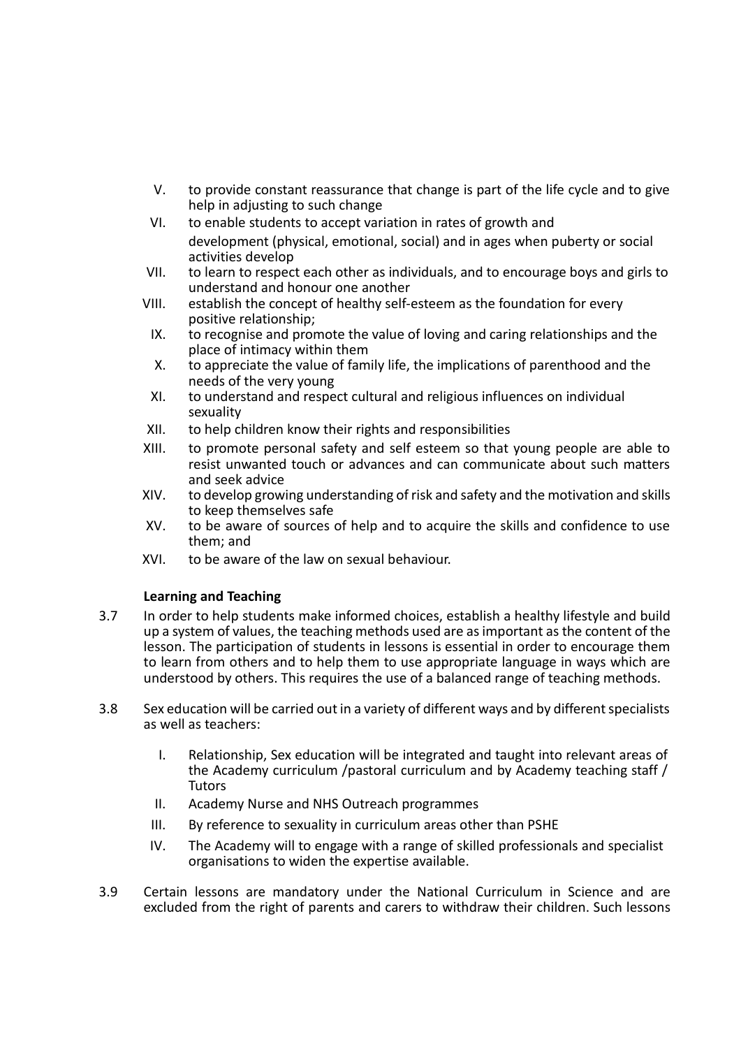V. to provide constant reassurance that change is part of the life cycle and to give help in adjusting to such change

VI. to enable students to accept variation in rates of growth and development (physical, emotional, social) and in ages when puberty or social activities develop

VII. to learn to respect each other as individuals, and to encourage boys and girls to understand and honour one another

VIII. establish the concept of healthy self-esteem as the foundation for every positive relationship;

IX. to recognise and promote the value of loving and caring relationships and the place of intimacy within them

X. to appreciate the value of family life, the implications of parenthood and the needs of the very young

XI. to understand and respect cultural and religious influences on individual sexuality

XII. to help children know their rights and responsibilities

XIII. to promote personal safety and self esteem so that young people are able to resist unwanted touch or advances and can communicate about such matters and seek advice

XIV. to develop growing understanding of risk and safety and the motivation and skills to keep themselves safe

XV. to be aware of sources of help and to acquire the skills and confidence to use them; and

XVI. to be aware of the law on sexual behaviour.

**Learning and Teaching**

3.7 In order to help students make informed choices, establish a healthy lifestyle and build up a system of values, the teaching methods used are as important as the content of the lesson. The participation of students in lessons is essential in order to encourage them to learn from others and to help them to use appropriate language in ways which are understood by others. This requires the use of a balanced range of teaching methods.

3.8 Sex education will be carried out in a variety of different ways and by different specialists as well as teachers:

I. Relationship, Sex education will be integrated and taught into relevant areas of the Academy curriculum /pastoral curriculum and by Academy teaching staff / Tutors

II. Academy Nurse and NHS Outreach programmes

III. By reference to sexuality in curriculum areas other than PSHE

IV. The Academy will to engage with a range of skilled professionals and specialist organisations to widen the expertise available.

3.9 Certain lessons are mandatory under the National Curriculum in Science and are excluded from the right of parents and carers to withdraw their children. Such lessons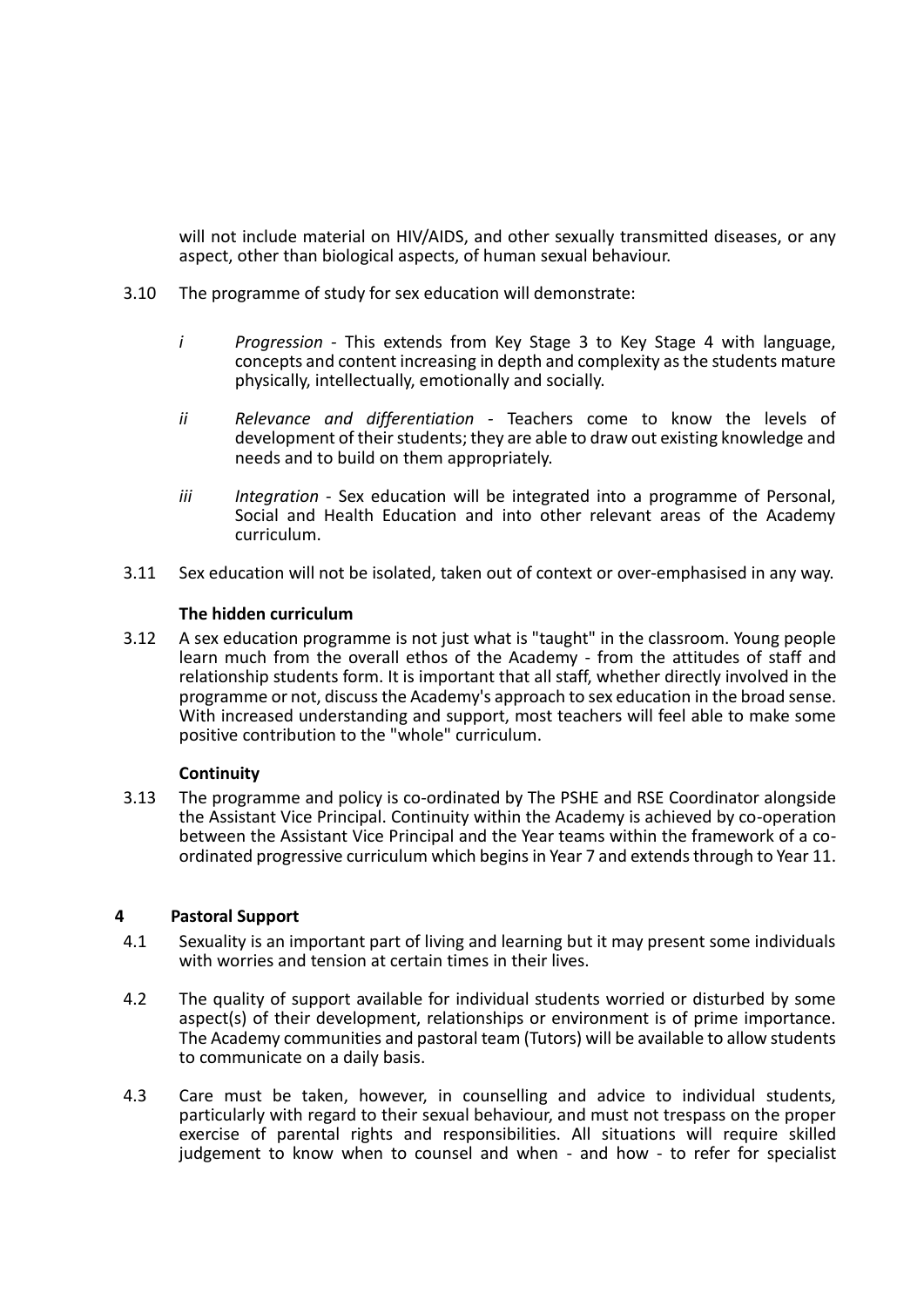will not include material on HIV/AIDS, and other sexually transmitted diseases, or any aspect, other than biological aspects, of human sexual behaviour.

3.10 The programme of study for sex education will demonstrate:

*i* *Progression* - This extends from Key Stage 3 to Key Stage 4 with language, concepts and content increasing in depth and complexity as the students mature physically, intellectually, emotionally and socially.

*ii* *Relevance and differentiation* - Teachers come to know the levels of development of their students; they are able to draw out existing knowledge and needs and to build on them appropriately.

*iii* *Integration* - Sex education will be integrated into a programme of Personal, Social and Health Education and into other relevant areas of the Academy curriculum.

3.11 Sex education will not be isolated, taken out of context or over-emphasised in any way.

**The hidden curriculum**

3.12 A sex education programme is not just what is "taught" in the classroom. Young people learn much from the overall ethos of the Academy - from the attitudes of staff and relationship students form. It is important that all staff, whether directly involved in the programme or not, discuss the Academy's approach to sex education in the broad sense. With increased understanding and support, most teachers will feel able to make some positive contribution to the "whole" curriculum.

**Continuity**

3.13 The programme and policy is co-ordinated by The PSHE and RSE Coordinator alongside the Assistant Vice Principal. Continuity within the Academy is achieved by co-operation between the Assistant Vice Principal and the Year teams within the framework of a co-ordinated progressive curriculum which begins in Year 7 and extends through to Year 11.

## 4 Pastoral Support

4.1 Sexuality is an important part of living and learning but it may present some individuals with worries and tension at certain times in their lives.

4.2 The quality of support available for individual students worried or disturbed by some aspect(s) of their development, relationships or environment is of prime importance. The Academy communities and pastoral team (Tutors) will be available to allow students to communicate on a daily basis.

4.3 Care must be taken, however, in counselling and advice to individual students, particularly with regard to their sexual behaviour, and must not trespass on the proper exercise of parental rights and responsibilities. All situations will require skilled judgement to know when to counsel and when - and how - to refer for specialist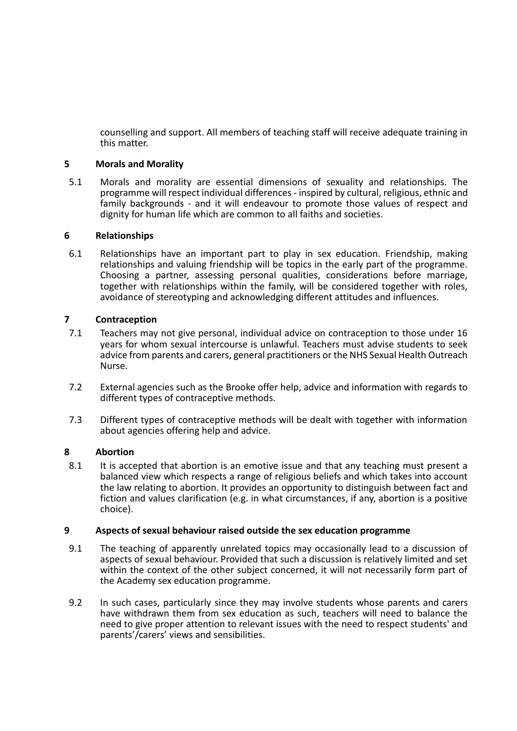counselling and support. All members of teaching staff will receive adequate training in this matter.

## 5 Morals and Morality

5.1 Morals and morality are essential dimensions of sexuality and relationships. The programme will respect individual differences - inspired by cultural, religious, ethnic and family backgrounds - and it will endeavour to promote those values of respect and dignity for human life which are common to all faiths and societies.

## 6 Relationships

6.1 Relationships have an important part to play in sex education. Friendship, making relationships and valuing friendship will be topics in the early part of the programme. Choosing a partner, assessing personal qualities, considerations before marriage, together with relationships within the family, will be considered together with roles, avoidance of stereotyping and acknowledging different attitudes and influences.

## 7 Contraception

7.1 Teachers may not give personal, individual advice on contraception to those under 16 years for whom sexual intercourse is unlawful. Teachers must advise students to seek advice from parents and carers, general practitioners or the NHS Sexual Health Outreach Nurse.

7.2 External agencies such as the Brooke offer help, advice and information with regards to different types of contraceptive methods.

7.3 Different types of contraceptive methods will be dealt with together with information about agencies offering help and advice.

## 8 Abortion

8.1 It is accepted that abortion is an emotive issue and that any teaching must present a balanced view which respects a range of religious beliefs and which takes into account the law relating to abortion. It provides an opportunity to distinguish between fact and fiction and values clarification (e.g. in what circumstances, if any, abortion is a positive choice).

## 9 Aspects of sexual behaviour raised outside the sex education programme

9.1 The teaching of apparently unrelated topics may occasionally lead to a discussion of aspects of sexual behaviour. Provided that such a discussion is relatively limited and set within the context of the other subject concerned, it will not necessarily form part of the Academy sex education programme.

9.2 In such cases, particularly since they may involve students whose parents and carers have withdrawn them from sex education as such, teachers will need to balance the need to give proper attention to relevant issues with the need to respect students' and parents'/carers' views and sensibilities.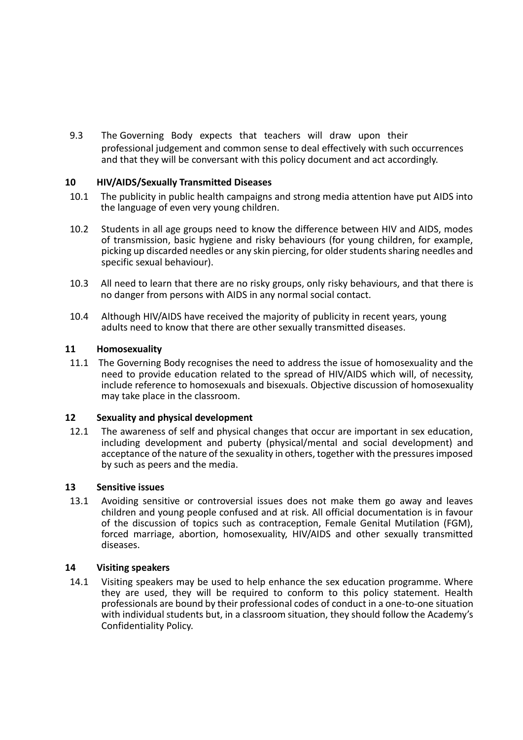9.3 The Governing Body expects that teachers will draw upon their professional judgement and common sense to deal effectively with such occurrences and that they will be conversant with this policy document and act accordingly.

## 10 HIV/AIDS/Sexually Transmitted Diseases

10.1 The publicity in public health campaigns and strong media attention have put AIDS into the language of even very young children.

10.2 Students in all age groups need to know the difference between HIV and AIDS, modes of transmission, basic hygiene and risky behaviours (for young children, for example, picking up discarded needles or any skin piercing, for older students sharing needles and specific sexual behaviour).

10.3 All need to learn that there are no risky groups, only risky behaviours, and that there is no danger from persons with AIDS in any normal social contact.

10.4 Although HIV/AIDS have received the majority of publicity in recent years, young adults need to know that there are other sexually transmitted diseases.

## 11 Homosexuality

11.1 The Governing Body recognises the need to address the issue of homosexuality and the need to provide education related to the spread of HIV/AIDS which will, of necessity, include reference to homosexuals and bisexuals. Objective discussion of homosexuality may take place in the classroom.

## 12 Sexuality and physical development

12.1 The awareness of self and physical changes that occur are important in sex education, including development and puberty (physical/mental and social development) and acceptance of the nature of the sexuality in others, together with the pressures imposed by such as peers and the media.

## 13 Sensitive issues

13.1 Avoiding sensitive or controversial issues does not make them go away and leaves children and young people confused and at risk. All official documentation is in favour of the discussion of topics such as contraception, Female Genital Mutilation (FGM), forced marriage, abortion, homosexuality, HIV/AIDS and other sexually transmitted diseases.

## 14 Visiting speakers

14.1 Visiting speakers may be used to help enhance the sex education programme. Where they are used, they will be required to conform to this policy statement. Health professionals are bound by their professional codes of conduct in a one-to-one situation with individual students but, in a classroom situation, they should follow the Academy's Confidentiality Policy.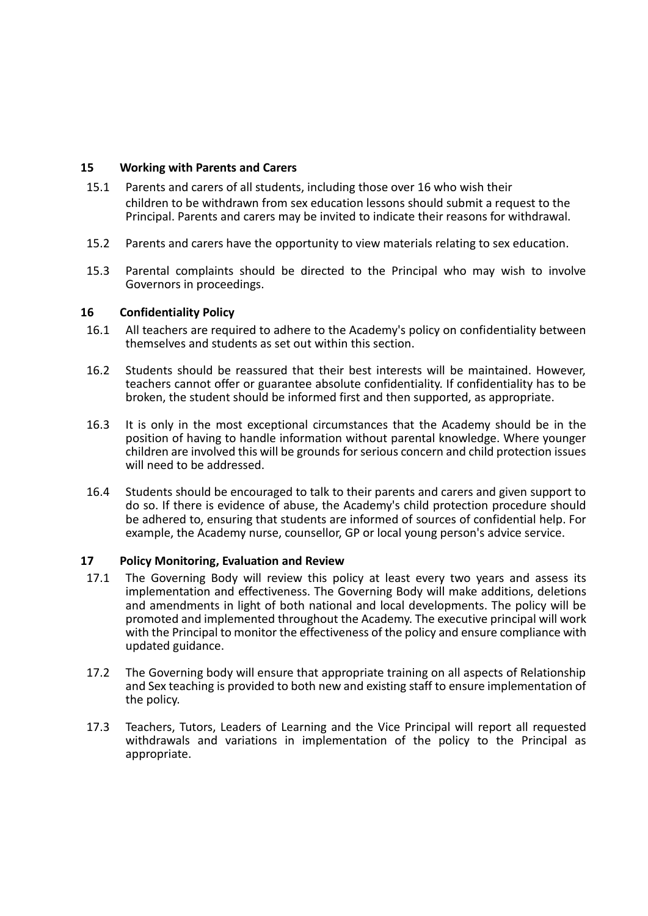## 15 Working with Parents and Carers

15.1 Parents and carers of all students, including those over 16 who wish their children to be withdrawn from sex education lessons should submit a request to the Principal. Parents and carers may be invited to indicate their reasons for withdrawal.

15.2 Parents and carers have the opportunity to view materials relating to sex education.

15.3 Parental complaints should be directed to the Principal who may wish to involve Governors in proceedings.

## 16 Confidentiality Policy

16.1 All teachers are required to adhere to the Academy's policy on confidentiality between themselves and students as set out within this section.

16.2 Students should be reassured that their best interests will be maintained. However, teachers cannot offer or guarantee absolute confidentiality. If confidentiality has to be broken, the student should be informed first and then supported, as appropriate.

16.3 It is only in the most exceptional circumstances that the Academy should be in the position of having to handle information without parental knowledge. Where younger children are involved this will be grounds for serious concern and child protection issues will need to be addressed.

16.4 Students should be encouraged to talk to their parents and carers and given support to do so. If there is evidence of abuse, the Academy's child protection procedure should be adhered to, ensuring that students are informed of sources of confidential help. For example, the Academy nurse, counsellor, GP or local young person's advice service.

## 17 Policy Monitoring, Evaluation and Review

17.1 The Governing Body will review this policy at least every two years and assess its implementation and effectiveness. The Governing Body will make additions, deletions and amendments in light of both national and local developments. The policy will be promoted and implemented throughout the Academy. The executive principal will work with the Principal to monitor the effectiveness of the policy and ensure compliance with updated guidance.

17.2 The Governing body will ensure that appropriate training on all aspects of Relationship and Sex teaching is provided to both new and existing staff to ensure implementation of the policy.

17.3 Teachers, Tutors, Leaders of Learning and the Vice Principal will report all requested withdrawals and variations in implementation of the policy to the Principal as appropriate.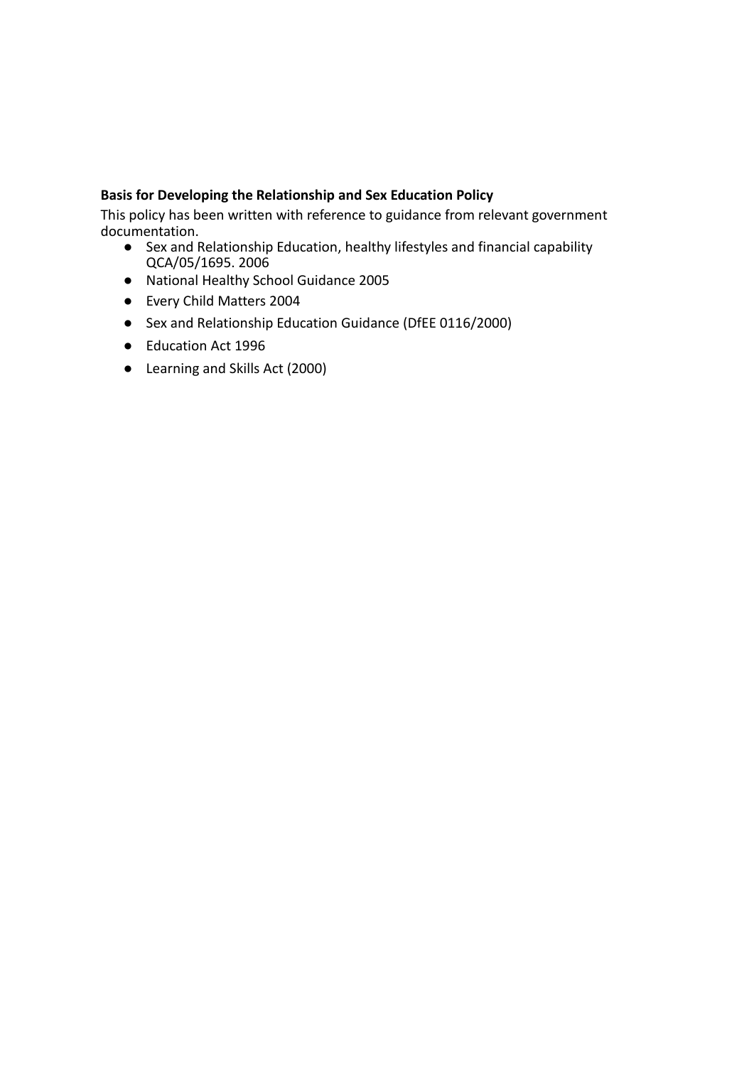**Basis for Developing the Relationship and Sex Education Policy**

This policy has been written with reference to guidance from relevant government documentation.

- Sex and Relationship Education, healthy lifestyles and financial capability QCA/05/1695. 2006
- National Healthy School Guidance 2005
- Every Child Matters 2004
- Sex and Relationship Education Guidance (DfEE 0116/2000)
- Education Act 1996
- Learning and Skills Act (2000)